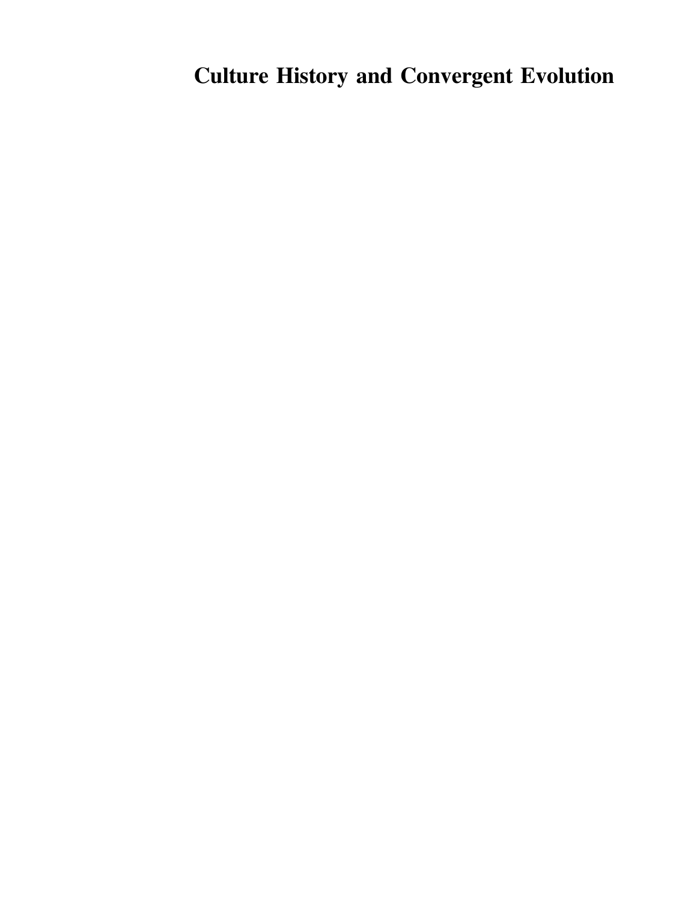# Culture History and Convergent Evolution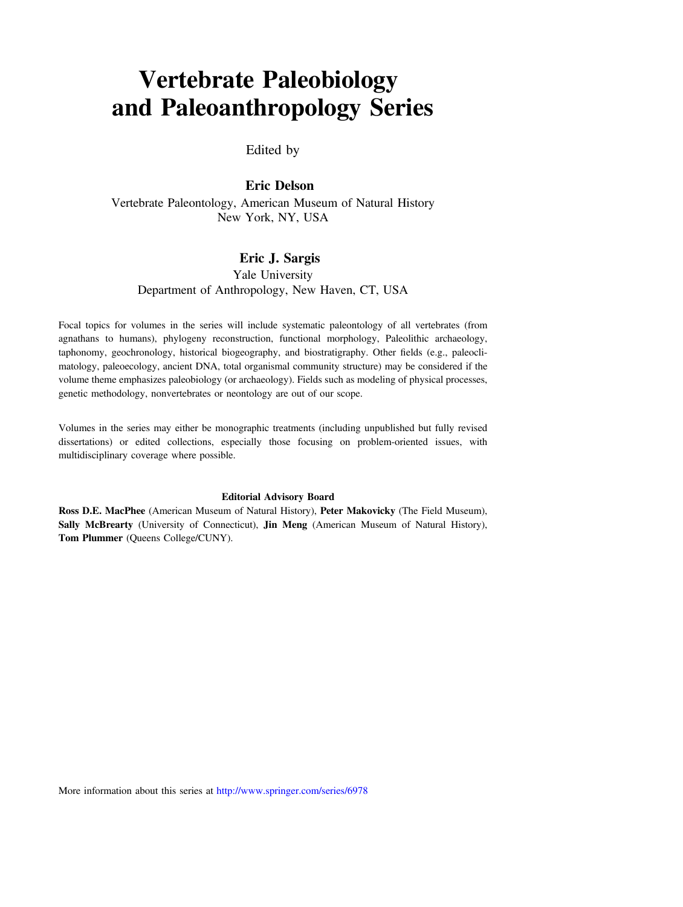# Vertebrate Paleobiology and Paleoanthropology Series

Edited by

**Eric Delson**
Vertebrate Paleontology, American Museum of Natural History
New York, NY, USA

**Eric J. Sargis**
Yale University
Department of Anthropology, New Haven, CT, USA

Focal topics for volumes in the series will include systematic paleontology of all vertebrates (from agnathans to humans), phylogeny reconstruction, functional morphology, Paleolithic archaeology, taphonomy, geochronology, historical biogeography, and biostratigraphy. Other fields (e.g., paleoclimatology, paleoecology, ancient DNA, total organismal community structure) may be considered if the volume theme emphasizes paleobiology (or archaeology). Fields such as modeling of physical processes, genetic methodology, nonvertebrates or neontology are out of our scope.

Volumes in the series may either be monographic treatments (including unpublished but fully revised dissertations) or edited collections, especially those focusing on problem-oriented issues, with multidisciplinary coverage where possible.

**Editorial Advisory Board**

**Ross D.E. MacPhee** (American Museum of Natural History), **Peter Makovicky** (The Field Museum), **Sally McBrearty** (University of Connecticut), **Jin Meng** (American Museum of Natural History), **Tom Plummer** (Queens College/CUNY).

More information about this series at http://www.springer.com/series/6978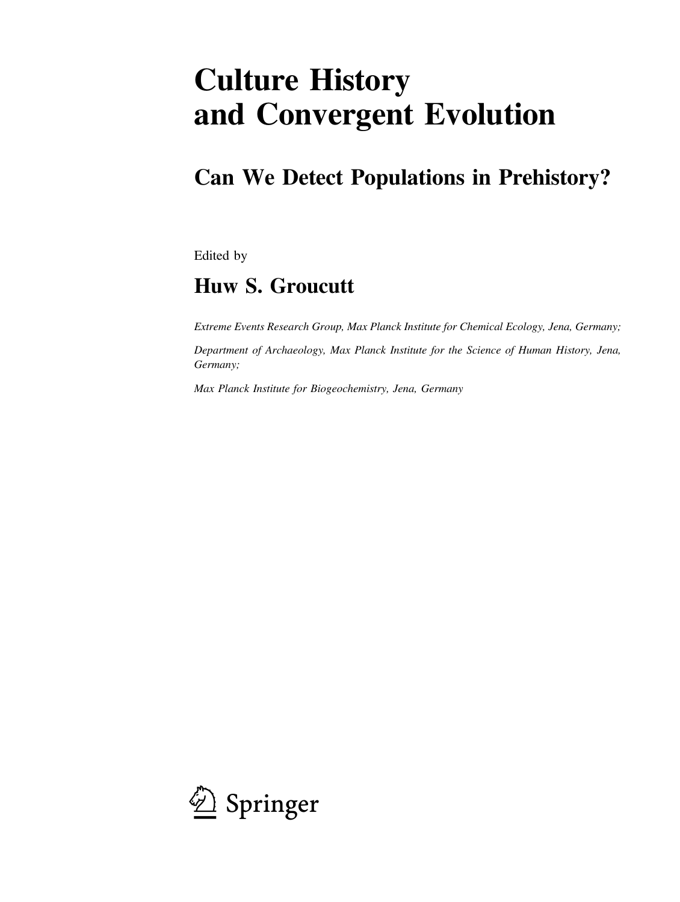# Culture History and Convergent Evolution

## Can We Detect Populations in Prehistory?

Edited by

## Huw S. Groucutt

*Extreme Events Research Group, Max Planck Institute for Chemical Ecology, Jena, Germany;*

*Department of Archaeology, Max Planck Institute for the Science of Human History, Jena, Germany;*

*Max Planck Institute for Biogeochemistry, Jena, Germany*

Springer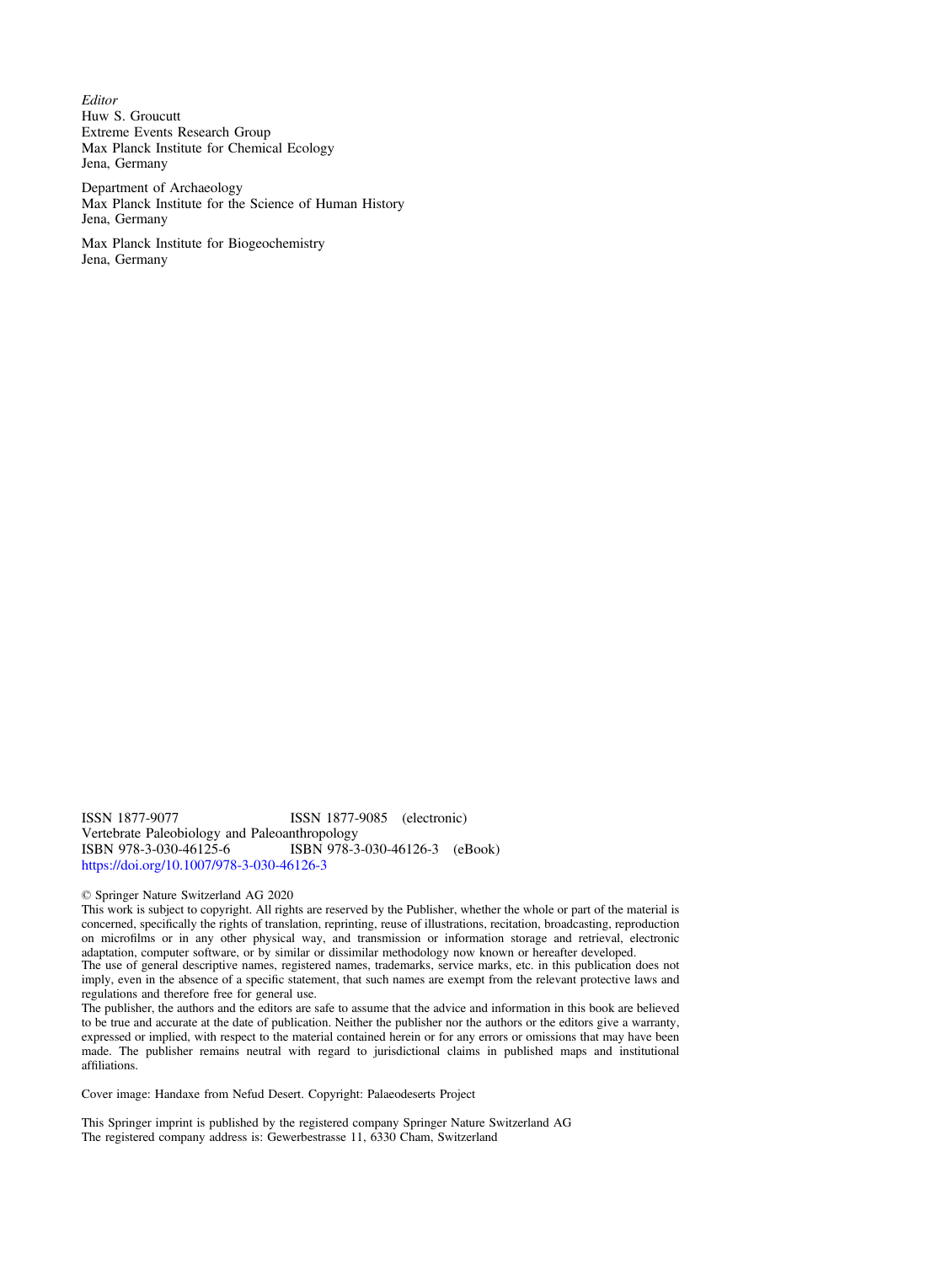*Editor*
Huw S. Groucutt
Extreme Events Research Group
Max Planck Institute for Chemical Ecology
Jena, Germany

Department of Archaeology
Max Planck Institute for the Science of Human History
Jena, Germany

Max Planck Institute for Biogeochemistry
Jena, Germany

ISSN 1877-9077 ISSN 1877-9085 (electronic)
Vertebrate Paleobiology and Paleoanthropology
ISBN 978-3-030-46125-6 ISBN 978-3-030-46126-3 (eBook)
https://doi.org/10.1007/978-3-030-46126-3

© Springer Nature Switzerland AG 2020
This work is subject to copyright. All rights are reserved by the Publisher, whether the whole or part of the material is concerned, specifically the rights of translation, reprinting, reuse of illustrations, recitation, broadcasting, reproduction on microfilms or in any other physical way, and transmission or information storage and retrieval, electronic adaptation, computer software, or by similar or dissimilar methodology now known or hereafter developed.
The use of general descriptive names, registered names, trademarks, service marks, etc. in this publication does not imply, even in the absence of a specific statement, that such names are exempt from the relevant protective laws and regulations and therefore free for general use.
The publisher, the authors and the editors are safe to assume that the advice and information in this book are believed to be true and accurate at the date of publication. Neither the publisher nor the authors or the editors give a warranty, expressed or implied, with respect to the material contained herein or for any errors or omissions that may have been made. The publisher remains neutral with regard to jurisdictional claims in published maps and institutional affiliations.

Cover image: Handaxe from Nefud Desert. Copyright: Palaeodeserts Project

This Springer imprint is published by the registered company Springer Nature Switzerland AG
The registered company address is: Gewerbestrasse 11, 6330 Cham, Switzerland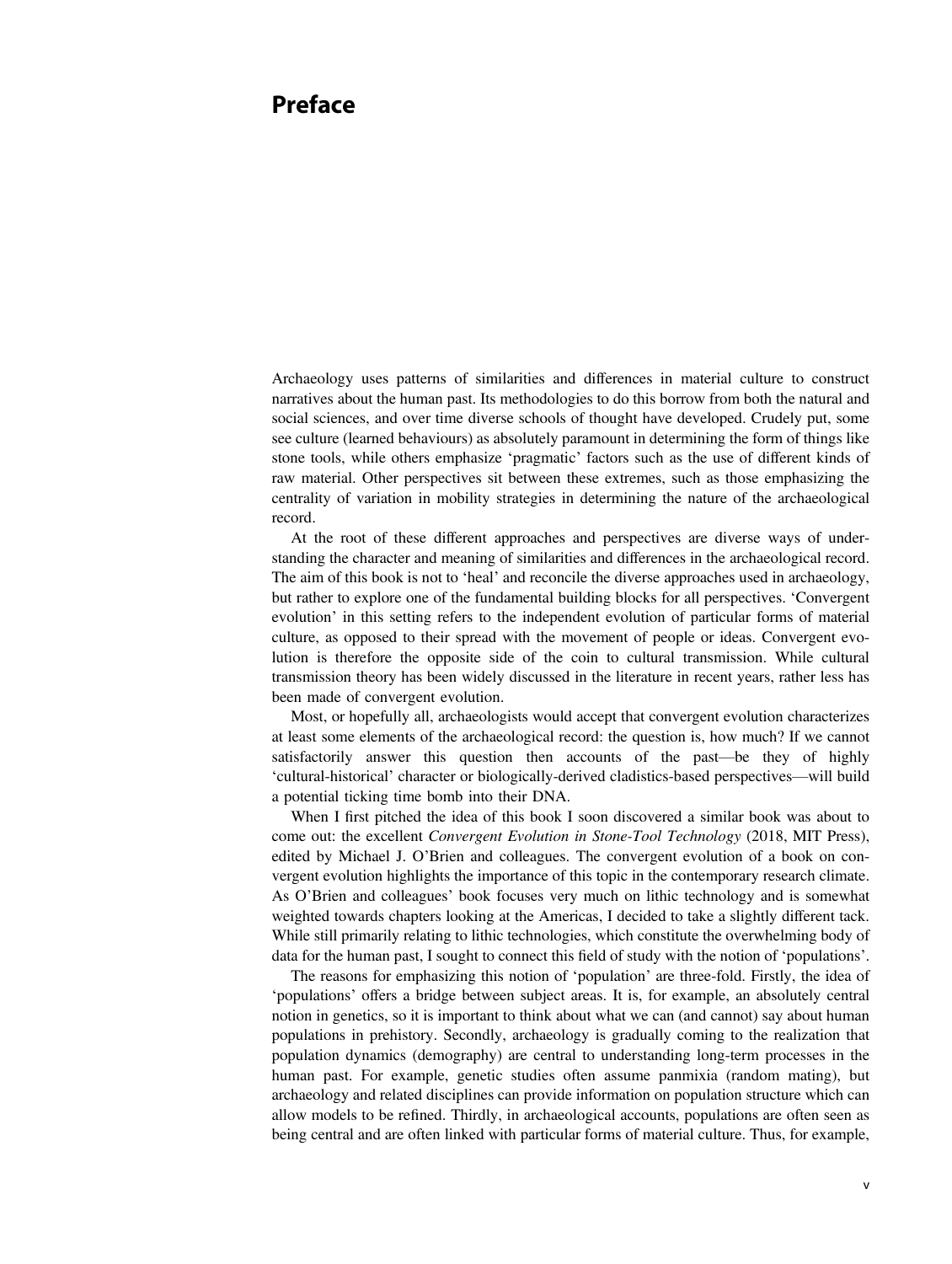# Preface

Archaeology uses patterns of similarities and differences in material culture to construct narratives about the human past. Its methodologies to do this borrow from both the natural and social sciences, and over time diverse schools of thought have developed. Crudely put, some see culture (learned behaviours) as absolutely paramount in determining the form of things like stone tools, while others emphasize 'pragmatic' factors such as the use of different kinds of raw material. Other perspectives sit between these extremes, such as those emphasizing the centrality of variation in mobility strategies in determining the nature of the archaeological record.

At the root of these different approaches and perspectives are diverse ways of understanding the character and meaning of similarities and differences in the archaeological record. The aim of this book is not to 'heal' and reconcile the diverse approaches used in archaeology, but rather to explore one of the fundamental building blocks for all perspectives. 'Convergent evolution' in this setting refers to the independent evolution of particular forms of material culture, as opposed to their spread with the movement of people or ideas. Convergent evolution is therefore the opposite side of the coin to cultural transmission. While cultural transmission theory has been widely discussed in the literature in recent years, rather less has been made of convergent evolution.

Most, or hopefully all, archaeologists would accept that convergent evolution characterizes at least some elements of the archaeological record: the question is, how much? If we cannot satisfactorily answer this question then accounts of the past—be they of highly 'cultural-historical' character or biologically-derived cladistics-based perspectives—will build a potential ticking time bomb into their DNA.

When I first pitched the idea of this book I soon discovered a similar book was about to come out: the excellent *Convergent Evolution in Stone-Tool Technology* (2018, MIT Press), edited by Michael J. O'Brien and colleagues. The convergent evolution of a book on convergent evolution highlights the importance of this topic in the contemporary research climate. As O'Brien and colleagues' book focuses very much on lithic technology and is somewhat weighted towards chapters looking at the Americas, I decided to take a slightly different tack. While still primarily relating to lithic technologies, which constitute the overwhelming body of data for the human past, I sought to connect this field of study with the notion of 'populations'.

The reasons for emphasizing this notion of 'population' are three-fold. Firstly, the idea of 'populations' offers a bridge between subject areas. It is, for example, an absolutely central notion in genetics, so it is important to think about what we can (and cannot) say about human populations in prehistory. Secondly, archaeology is gradually coming to the realization that population dynamics (demography) are central to understanding long-term processes in the human past. For example, genetic studies often assume panmixia (random mating), but archaeology and related disciplines can provide information on population structure which can allow models to be refined. Thirdly, in archaeological accounts, populations are often seen as being central and are often linked with particular forms of material culture. Thus, for example,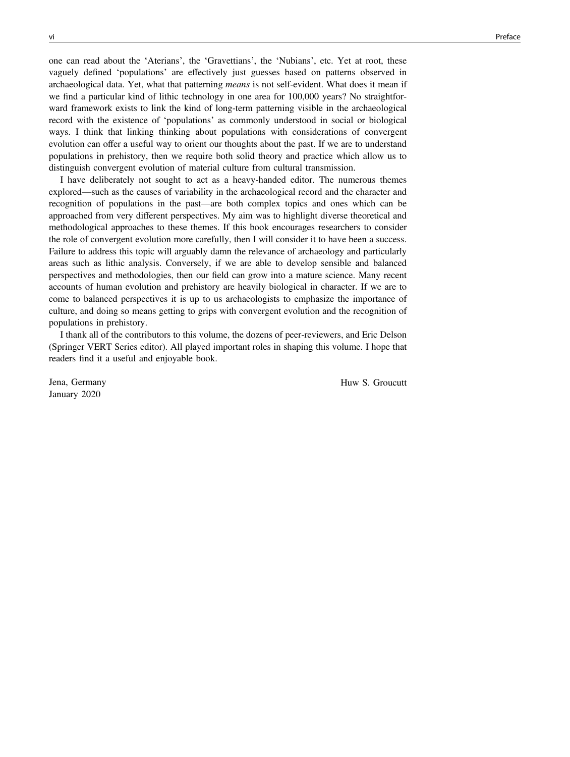one can read about the 'Aterians', the 'Gravettians', the 'Nubians', etc. Yet at root, these vaguely defined 'populations' are effectively just guesses based on patterns observed in archaeological data. Yet, what that patterning *means* is not self-evident. What does it mean if we find a particular kind of lithic technology in one area for 100,000 years? No straightforward framework exists to link the kind of long-term patterning visible in the archaeological record with the existence of 'populations' as commonly understood in social or biological ways. I think that linking thinking about populations with considerations of convergent evolution can offer a useful way to orient our thoughts about the past. If we are to understand populations in prehistory, then we require both solid theory and practice which allow us to distinguish convergent evolution of material culture from cultural transmission.

I have deliberately not sought to act as a heavy-handed editor. The numerous themes explored—such as the causes of variability in the archaeological record and the character and recognition of populations in the past—are both complex topics and ones which can be approached from very different perspectives. My aim was to highlight diverse theoretical and methodological approaches to these themes. If this book encourages researchers to consider the role of convergent evolution more carefully, then I will consider it to have been a success. Failure to address this topic will arguably damn the relevance of archaeology and particularly areas such as lithic analysis. Conversely, if we are able to develop sensible and balanced perspectives and methodologies, then our field can grow into a mature science. Many recent accounts of human evolution and prehistory are heavily biological in character. If we are to come to balanced perspectives it is up to us archaeologists to emphasize the importance of culture, and doing so means getting to grips with convergent evolution and the recognition of populations in prehistory.

I thank all of the contributors to this volume, the dozens of peer-reviewers, and Eric Delson (Springer VERT Series editor). All played important roles in shaping this volume. I hope that readers find it a useful and enjoyable book.

Jena, Germany
January 2020

Huw S. Groucutt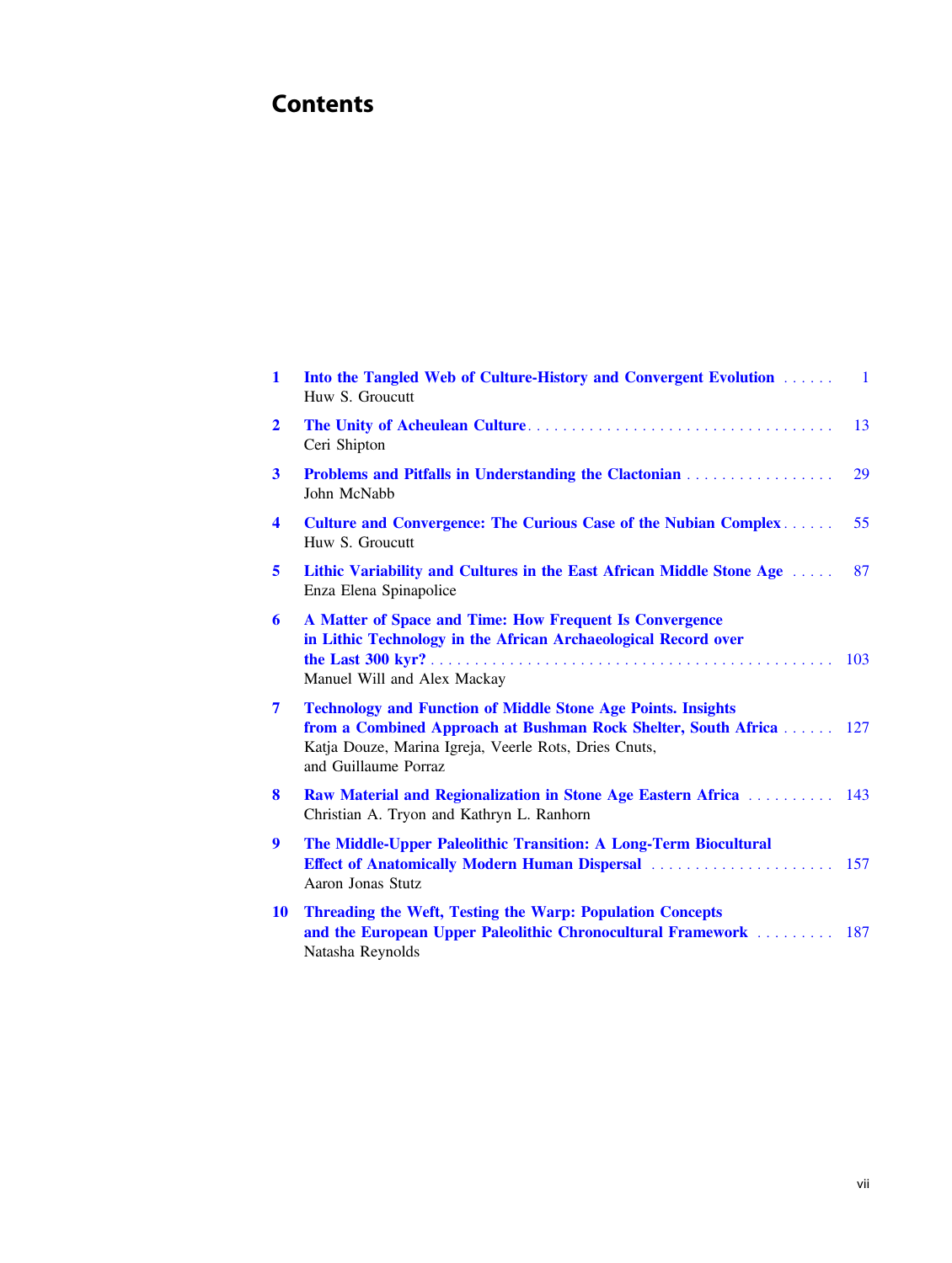# Contents

1 **Into the Tangled Web of Culture-History and Convergent Evolution** . . . . . . 1
Huw S. Groucutt

2 **The Unity of Acheulean Culture** . . . . . . . . . . . . . . . . . . . . . . . . . . . . . . . . . . 13
Ceri Shipton

3 **Problems and Pitfalls in Understanding the Clactonian** . . . . . . . . . . . . . . . . . 29
John McNabb

4 **Culture and Convergence: The Curious Case of the Nubian Complex** . . . . . . 55
Huw S. Groucutt

5 **Lithic Variability and Cultures in the East African Middle Stone Age** . . . . . 87
Enza Elena Spinapolice

6 **A Matter of Space and Time: How Frequent Is Convergence in Lithic Technology in the African Archaeological Record over the Last 300 kyr?** . . . . . . . . . . . . . . . . . . . . . . . . . . . . . . . . . . . . . . . . . . . . . 103
Manuel Will and Alex Mackay

7 **Technology and Function of Middle Stone Age Points. Insights from a Combined Approach at Bushman Rock Shelter, South Africa** . . . . . . 127
Katja Douze, Marina Igreja, Veerle Rots, Dries Cnuts, and Guillaume Porraz

8 **Raw Material and Regionalization in Stone Age Eastern Africa** . . . . . . . . . . 143
Christian A. Tryon and Kathryn L. Ranhorn

9 **The Middle-Upper Paleolithic Transition: A Long-Term Biocultural Effect of Anatomically Modern Human Dispersal** . . . . . . . . . . . . . . . . . . . . . 157
Aaron Jonas Stutz

10 **Threading the Weft, Testing the Warp: Population Concepts and the European Upper Paleolithic Chronocultural Framework** . . . . . . . . . 187
Natasha Reynolds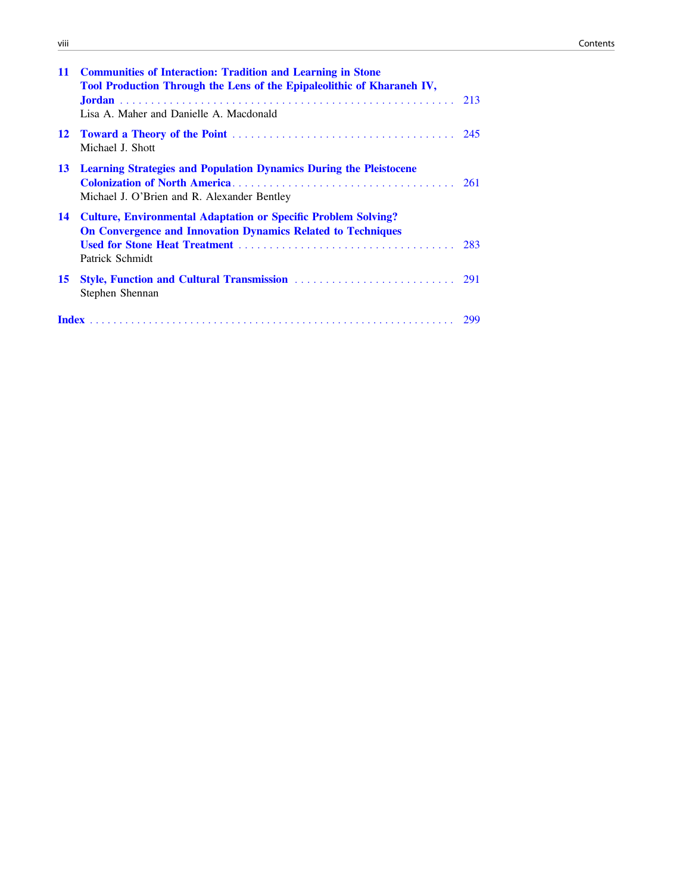**11 Communities of Interaction: Tradition and Learning in Stone Tool Production Through the Lens of the Epipaleolithic of Kharaneh IV, Jordan** . . . . . . . . . . 213
Lisa A. Maher and Danielle A. Macdonald

**12 Toward a Theory of the Point** . . . . . . . . . . 245
Michael J. Shott

**13 Learning Strategies and Population Dynamics During the Pleistocene Colonization of North America** . . . . . . . . . . 261
Michael J. O'Brien and R. Alexander Bentley

**14 Culture, Environmental Adaptation or Specific Problem Solving? On Convergence and Innovation Dynamics Related to Techniques Used for Stone Heat Treatment** . . . . . . . . . . 283
Patrick Schmidt

**15 Style, Function and Cultural Transmission** . . . . . . . . . . 291
Stephen Shennan

**Index** . . . . . . . . . . 299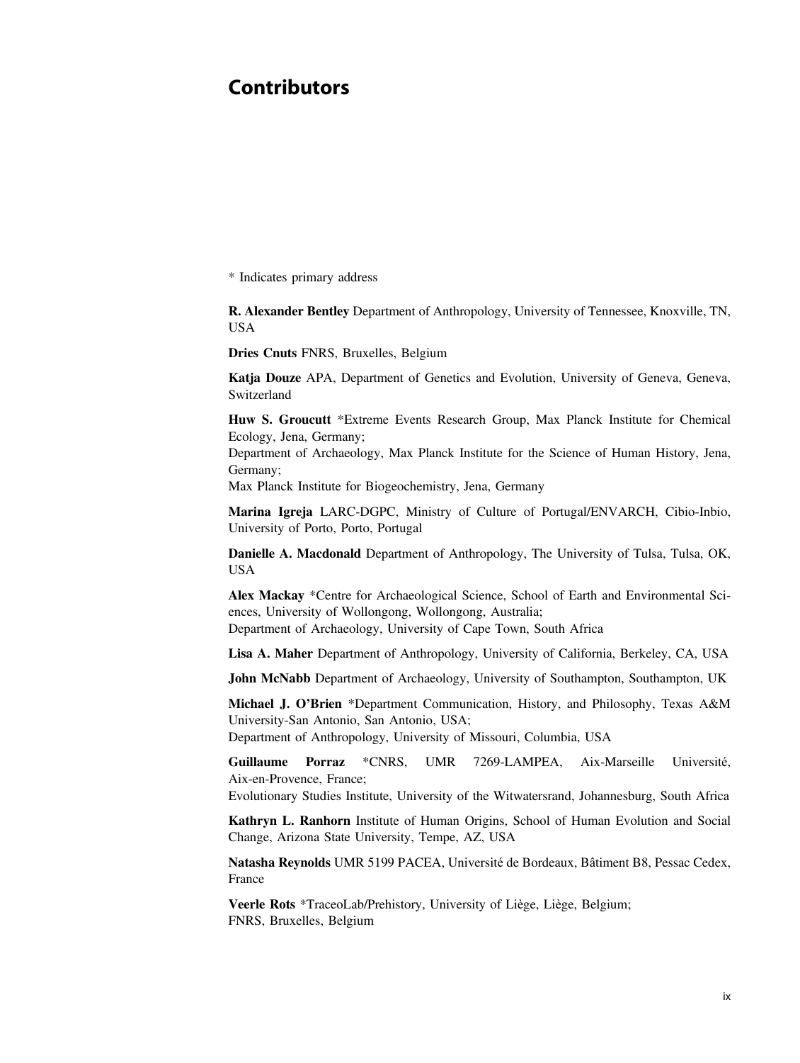# Contributors

\* Indicates primary address

**R. Alexander Bentley** Department of Anthropology, University of Tennessee, Knoxville, TN, USA

**Dries Cnuts** FNRS, Bruxelles, Belgium

**Katja Douze** APA, Department of Genetics and Evolution, University of Geneva, Geneva, Switzerland

**Huw S. Groucutt** *Extreme Events Research Group, Max Planck Institute for Chemical Ecology, Jena, Germany;
Department of Archaeology, Max Planck Institute for the Science of Human History, Jena, Germany;
Max Planck Institute for Biogeochemistry, Jena, Germany

**Marina Igreja** LARC-DGPC, Ministry of Culture of Portugal/ENVARCH, Cibio-Inbio, University of Porto, Porto, Portugal

**Danielle A. Macdonald** Department of Anthropology, The University of Tulsa, Tulsa, OK, USA

**Alex Mackay** *Centre for Archaeological Science, School of Earth and Environmental Sciences, University of Wollongong, Wollongong, Australia;
Department of Archaeology, University of Cape Town, South Africa

**Lisa A. Maher** Department of Anthropology, University of California, Berkeley, CA, USA

**John McNabb** Department of Archaeology, University of Southampton, Southampton, UK

**Michael J. O'Brien** *Department Communication, History, and Philosophy, Texas A&M University-San Antonio, San Antonio, USA;
Department of Anthropology, University of Missouri, Columbia, USA

**Guillaume Porraz** *CNRS, UMR 7269-LAMPEA, Aix-Marseille Université, Aix-en-Provence, France;
Evolutionary Studies Institute, University of the Witwatersrand, Johannesburg, South Africa

**Kathryn L. Ranhorn** Institute of Human Origins, School of Human Evolution and Social Change, Arizona State University, Tempe, AZ, USA

**Natasha Reynolds** UMR 5199 PACEA, Université de Bordeaux, Bâtiment B8, Pessac Cedex, France

**Veerle Rots** *TraceoLab/Prehistory, University of Liège, Liège, Belgium;
FNRS, Bruxelles, Belgium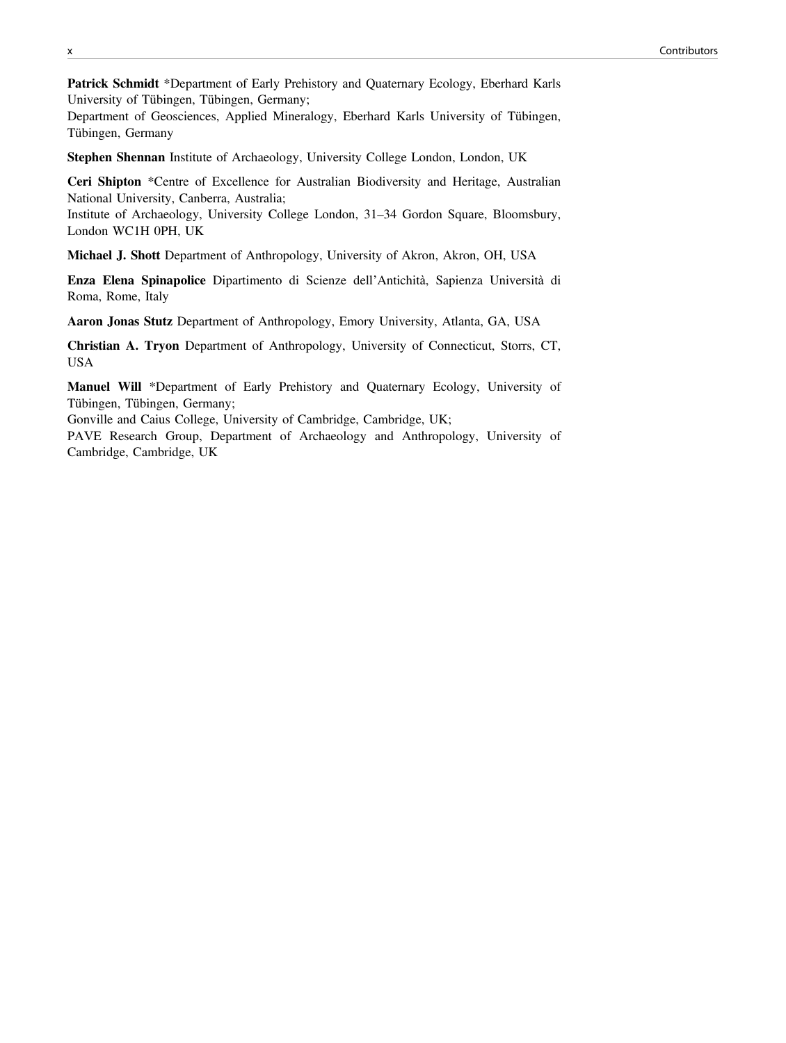**Patrick Schmidt** *Department of Early Prehistory and Quaternary Ecology, Eberhard Karls University of Tübingen, Tübingen, Germany;
Department of Geosciences, Applied Mineralogy, Eberhard Karls University of Tübingen, Tübingen, Germany

**Stephen Shennan** Institute of Archaeology, University College London, London, UK

**Ceri Shipton** *Centre of Excellence for Australian Biodiversity and Heritage, Australian National University, Canberra, Australia;
Institute of Archaeology, University College London, 31–34 Gordon Square, Bloomsbury, London WC1H 0PH, UK

**Michael J. Shott** Department of Anthropology, University of Akron, Akron, OH, USA

**Enza Elena Spinapolice** Dipartimento di Scienze dell'Antichità, Sapienza Università di Roma, Rome, Italy

**Aaron Jonas Stutz** Department of Anthropology, Emory University, Atlanta, GA, USA

**Christian A. Tryon** Department of Anthropology, University of Connecticut, Storrs, CT, USA

**Manuel Will** *Department of Early Prehistory and Quaternary Ecology, University of Tübingen, Tübingen, Germany;
Gonville and Caius College, University of Cambridge, Cambridge, UK;
PAVE Research Group, Department of Archaeology and Anthropology, University of Cambridge, Cambridge, UK